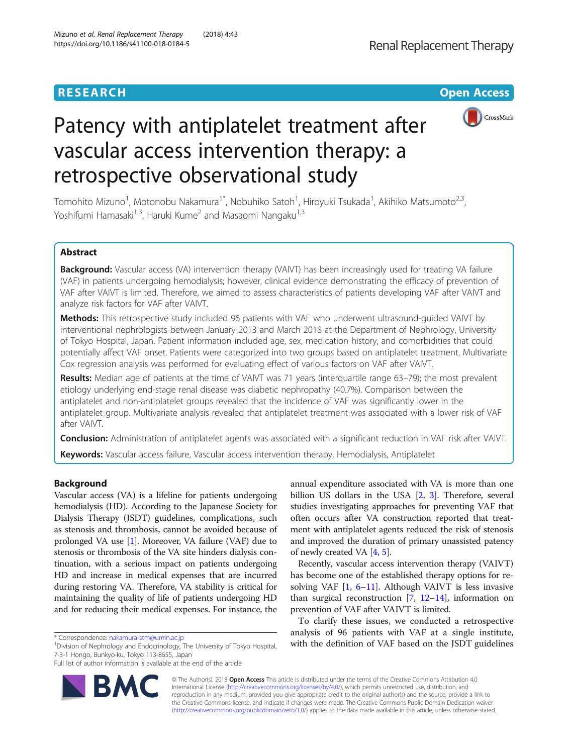**RESEARCH** **Open Access**

# Patency with antiplatelet treatment after vascular access intervention therapy: a retrospective observational study

Tomohito Mizuno[1], Motonobu Nakamura[1*], Nobuhiko Satoh[1], Hiroyuki Tsukada[1], Akihiko Matsumoto[2,3], Yoshifumi Hamasaki[1,3], Haruki Kume[2] and Masaomi Nangaku[1,3]

## Abstract

**Background:** Vascular access (VA) intervention therapy (VAIVT) has been increasingly used for treating VA failure (VAF) in patients undergoing hemodialysis; however, clinical evidence demonstrating the efficacy of prevention of VAF after VAIVT is limited. Therefore, we aimed to assess characteristics of patients developing VAF after VAIVT and analyze risk factors for VAF after VAIVT.

**Methods:** This retrospective study included 96 patients with VAF who underwent ultrasound-guided VAIVT by interventional nephrologists between January 2013 and March 2018 at the Department of Nephrology, University of Tokyo Hospital, Japan. Patient information included age, sex, medication history, and comorbidities that could potentially affect VAF onset. Patients were categorized into two groups based on antiplatelet treatment. Multivariate Cox regression analysis was performed for evaluating effect of various factors on VAF after VAIVT.

**Results:** Median age of patients at the time of VAIVT was 71 years (interquartile range 63–79); the most prevalent etiology underlying end-stage renal disease was diabetic nephropathy (40.7%). Comparison between the antiplatelet and non-antiplatelet groups revealed that the incidence of VAF was significantly lower in the antiplatelet group. Multivariate analysis revealed that antiplatelet treatment was associated with a lower risk of VAF after VAIVT.

**Conclusion:** Administration of antiplatelet agents was associated with a significant reduction in VAF risk after VAIVT.

**Keywords:** Vascular access failure, Vascular access intervention therapy, Hemodialysis, Antiplatelet

## Background

Vascular access (VA) is a lifeline for patients undergoing hemodialysis (HD). According to the Japanese Society for Dialysis Therapy (JSDT) guidelines, complications, such as stenosis and thrombosis, cannot be avoided because of prolonged VA use [1]. Moreover, VA failure (VAF) due to stenosis or thrombosis of the VA site hinders dialysis continuation, with a serious impact on patients undergoing HD and increase in medical expenses that are incurred during restoring VA. Therefore, VA stability is critical for maintaining the quality of life of patients undergoing HD and for reducing their medical expenses. For instance, the annual expenditure associated with VA is more than one billion US dollars in the USA [2, 3]. Therefore, several studies investigating approaches for preventing VAF that often occurs after VA construction reported that treatment with antiplatelet agents reduced the risk of stenosis and improved the duration of primary unassisted patency of newly created VA [4, 5].

Recently, vascular access intervention therapy (VAIVT) has become one of the established therapy options for resolving VAF [1, 6–11]. Although VAIVT is less invasive than surgical reconstruction [7, 12–14], information on prevention of VAF after VAIVT is limited.

To clarify these issues, we conducted a retrospective analysis of 96 patients with VAF at a single institute, with the definition of VAF based on the JSDT guidelines

\* Correspondence: nakamura-stm@umin.ac.jp
[1]Division of Nephrology and Endocrinology, The University of Tokyo Hospital, 7-3-1 Hongo, Bunkyo-ku, Tokyo 113-8655, Japan
Full list of author information is available at the end of the article

© The Author(s). 2018 **Open Access** This article is distributed under the terms of the Creative Commons Attribution 4.0 International License (http://creativecommons.org/licenses/by/4.0/), which permits unrestricted use, distribution, and reproduction in any medium, provided you give appropriate credit to the original author(s) and the source, provide a link to the Creative Commons license, and indicate if changes were made. The Creative Commons Public Domain Dedication waiver (http://creativecommons.org/publicdomain/zero/1.0/) applies to the data made available in this article, unless otherwise stated.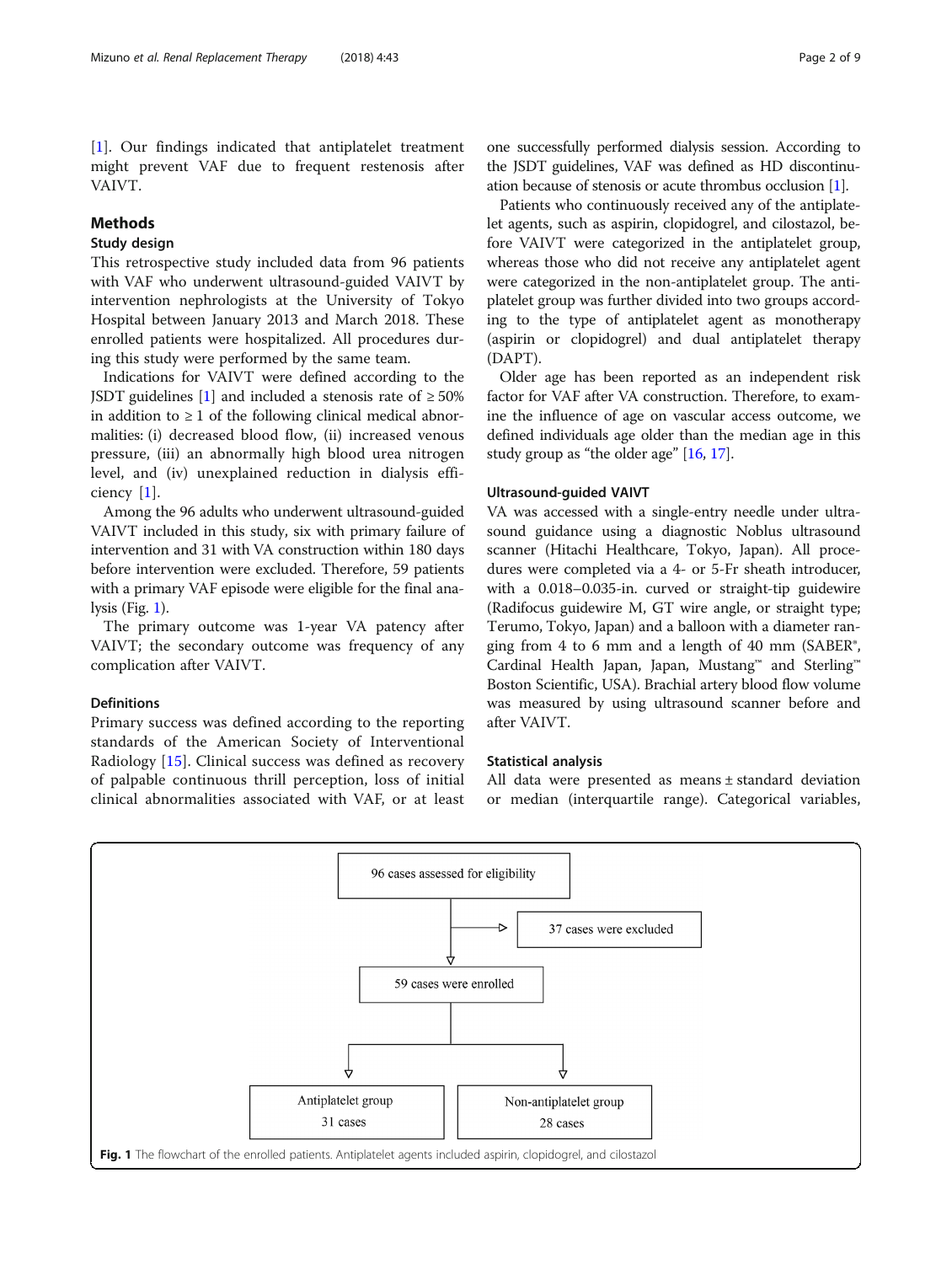[1]. Our findings indicated that antiplatelet treatment might prevent VAF due to frequent restenosis after VAIVT.

## Methods

### Study design

This retrospective study included data from 96 patients with VAF who underwent ultrasound-guided VAIVT by intervention nephrologists at the University of Tokyo Hospital between January 2013 and March 2018. These enrolled patients were hospitalized. All procedures during this study were performed by the same team.

Indications for VAIVT were defined according to the JSDT guidelines [1] and included a stenosis rate of ≥ 50% in addition to ≥ 1 of the following clinical medical abnormalities: (i) decreased blood flow, (ii) increased venous pressure, (iii) an abnormally high blood urea nitrogen level, and (iv) unexplained reduction in dialysis efficiency [1].

Among the 96 adults who underwent ultrasound-guided VAIVT included in this study, six with primary failure of intervention and 31 with VA construction within 180 days before intervention were excluded. Therefore, 59 patients with a primary VAF episode were eligible for the final analysis (Fig. 1).

The primary outcome was 1-year VA patency after VAIVT; the secondary outcome was frequency of any complication after VAIVT.

### Definitions

Primary success was defined according to the reporting standards of the American Society of Interventional Radiology [15]. Clinical success was defined as recovery of palpable continuous thrill perception, loss of initial clinical abnormalities associated with VAF, or at least one successfully performed dialysis session. According to the JSDT guidelines, VAF was defined as HD discontinuation because of stenosis or acute thrombus occlusion [1].

Patients who continuously received any of the antiplatelet agents, such as aspirin, clopidogrel, and cilostazol, before VAIVT were categorized in the antiplatelet group, whereas those who did not receive any antiplatelet agent were categorized in the non-antiplatelet group. The antiplatelet group was further divided into two groups according to the type of antiplatelet agent as monotherapy (aspirin or clopidogrel) and dual antiplatelet therapy (DAPT).

Older age has been reported as an independent risk factor for VAF after VA construction. Therefore, to examine the influence of age on vascular access outcome, we defined individuals age older than the median age in this study group as "the older age" [16, 17].

### Ultrasound-guided VAIVT

VA was accessed with a single-entry needle under ultrasound guidance using a diagnostic Noblus ultrasound scanner (Hitachi Healthcare, Tokyo, Japan). All procedures were completed via a 4- or 5-Fr sheath introducer, with a 0.018–0.035-in. curved or straight-tip guidewire (Radifocus guidewire M, GT wire angle, or straight type; Terumo, Tokyo, Japan) and a balloon with a diameter ranging from 4 to 6 mm and a length of 40 mm (SABER®, Cardinal Health Japan, Japan, Mustang™ and Sterling™ Boston Scientific, USA). Brachial artery blood flow volume was measured by using ultrasound scanner before and after VAIVT.

### Statistical analysis

All data were presented as means ± standard deviation or median (interquartile range). Categorical variables,

96 cases assessed for eligibility → 37 cases were excluded → 59 cases were enrolled → Antiplatelet group 31 cases; Non-antiplatelet group 28 cases

**Fig. 1** The flowchart of the enrolled patients. Antiplatelet agents included aspirin, clopidogrel, and cilostazol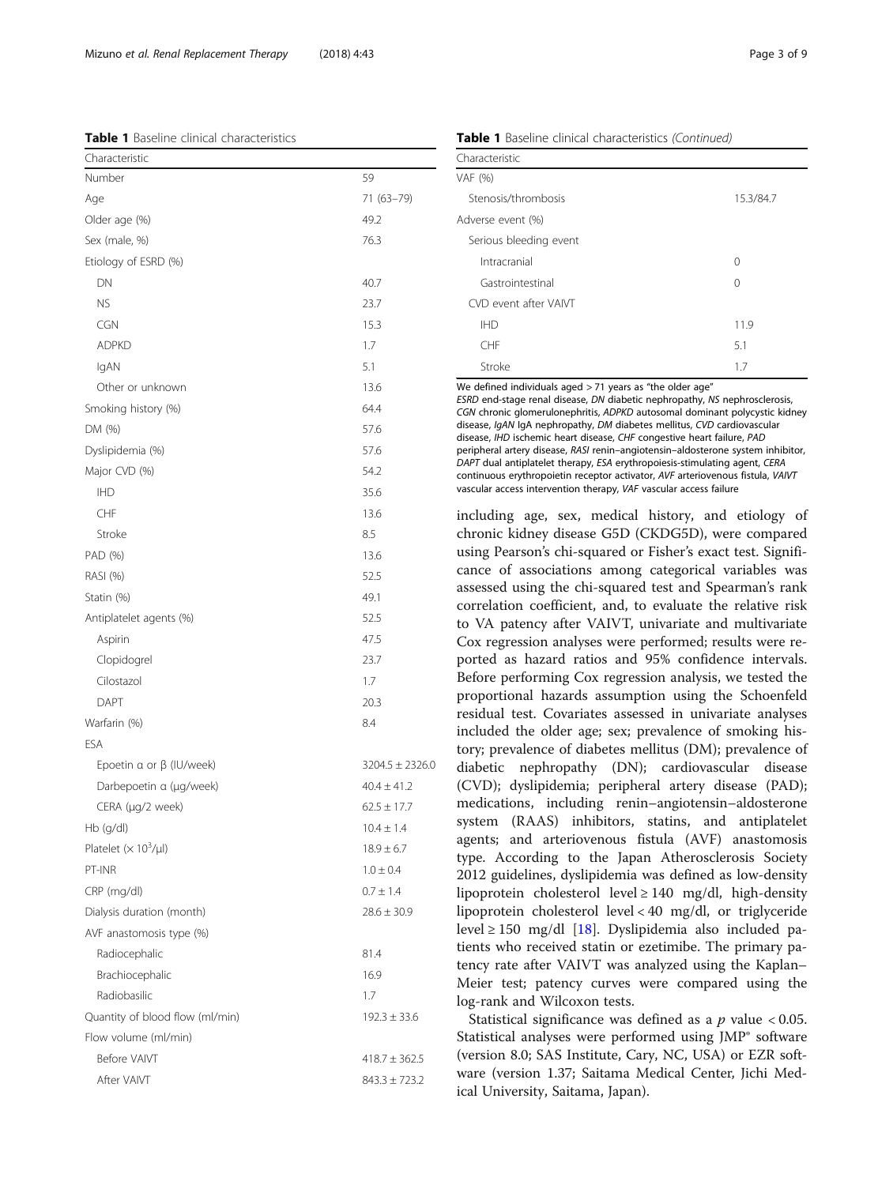**Table 1** Baseline clinical characteristics

| Characteristic | |
|---|---|
| Number | 59 |
| Age | 71 (63–79) |
| Older age (%) | 49.2 |
| Sex (male, %) | 76.3 |
| Etiology of ESRD (%) | |
| DN | 40.7 |
| NS | 23.7 |
| CGN | 15.3 |
| ADPKD | 1.7 |
| IgAN | 5.1 |
| Other or unknown | 13.6 |
| Smoking history (%) | 64.4 |
| DM (%) | 57.6 |
| Dyslipidemia (%) | 57.6 |
| Major CVD (%) | 54.2 |
| IHD | 35.6 |
| CHF | 13.6 |
| Stroke | 8.5 |
| PAD (%) | 13.6 |
| RASI (%) | 52.5 |
| Statin (%) | 49.1 |
| Antiplatelet agents (%) | 52.5 |
| Aspirin | 47.5 |
| Clopidogrel | 23.7 |
| Cilostazol | 1.7 |
| DAPT | 20.3 |
| Warfarin (%) | 8.4 |
| ESA | |
| Epoetin α or β (IU/week) | 3204.5 ± 2326.0 |
| Darbepoetin α (μg/week) | 40.4 ± 41.2 |
| CERA (μg/2 week) | 62.5 ± 17.7 |
| Hb (g/dl) | 10.4 ± 1.4 |
| Platelet (× $10^3$/μl) | 18.9 ± 6.7 |
| PT-INR | 1.0 ± 0.4 |
| CRP (mg/dl) | 0.7 ± 1.4 |
| Dialysis duration (month) | 28.6 ± 30.9 |
| AVF anastomosis type (%) | |
| Radiocephalic | 81.4 |
| Brachiocephalic | 16.9 |
| Radiobasilic | 1.7 |
| Quantity of blood flow (ml/min) | 192.3 ± 33.6 |
| Flow volume (ml/min) | |
| Before VAIVT | 418.7 ± 362.5 |
| After VAIVT | 843.3 ± 723.2 |
| VAF (%) | |
| Stenosis/thrombosis | 15.3/84.7 |
| Adverse event (%) | |
| Serious bleeding event | |
| Intracranial | 0 |
| Gastrointestinal | 0 |
| CVD event after VAIVT | |
| IHD | 11.9 |
| CHF | 5.1 |
| Stroke | 1.7 |

We defined individuals aged > 71 years as "the older age"
*ESRD* end-stage renal disease, *DN* diabetic nephropathy, *NS* nephrosclerosis, *CGN* chronic glomerulonephritis, *ADPKD* autosomal dominant polycystic kidney disease, *IgAN* IgA nephropathy, *DM* diabetes mellitus, *CVD* cardiovascular disease, *IHD* ischemic heart disease, *CHF* congestive heart failure, *PAD* peripheral artery disease, *RASI* renin–angiotensin–aldosterone system inhibitor, *DAPT* dual antiplatelet therapy, *ESA* erythropoiesis-stimulating agent, *CERA* continuous erythropoietin receptor activator, *AVF* arteriovenous fistula, *VAIVT* vascular access intervention therapy, *VAF* vascular access failure

including age, sex, medical history, and etiology of chronic kidney disease G5D (CKDG5D), were compared using Pearson's chi-squared or Fisher's exact test. Significance of associations among categorical variables was assessed using the chi-squared test and Spearman's rank correlation coefficient, and, to evaluate the relative risk to VA patency after VAIVT, univariate and multivariate Cox regression analyses were performed; results were reported as hazard ratios and 95% confidence intervals. Before performing Cox regression analysis, we tested the proportional hazards assumption using the Schoenfeld residual test. Covariates assessed in univariate analyses included the older age; sex; prevalence of smoking history; prevalence of diabetes mellitus (DM); prevalence of diabetic nephropathy (DN); cardiovascular disease (CVD); dyslipidemia; peripheral artery disease (PAD); medications, including renin–angiotensin–aldosterone system (RAAS) inhibitors, statins, and antiplatelet agents; and arteriovenous fistula (AVF) anastomosis type. According to the Japan Atherosclerosis Society 2012 guidelines, dyslipidemia was defined as low-density lipoprotein cholesterol level ≥ 140 mg/dl, high-density lipoprotein cholesterol level < 40 mg/dl, or triglyceride level ≥ 150 mg/dl [18]. Dyslipidemia also included patients who received statin or ezetimibe. The primary patency rate after VAIVT was analyzed using the Kaplan–Meier test; patency curves were compared using the log-rank and Wilcoxon tests.

Statistical significance was defined as a $p$ value $< 0.05$. Statistical analyses were performed using JMP® software (version 8.0; SAS Institute, Cary, NC, USA) or EZR software (version 1.37; Saitama Medical Center, Jichi Medical University, Saitama, Japan).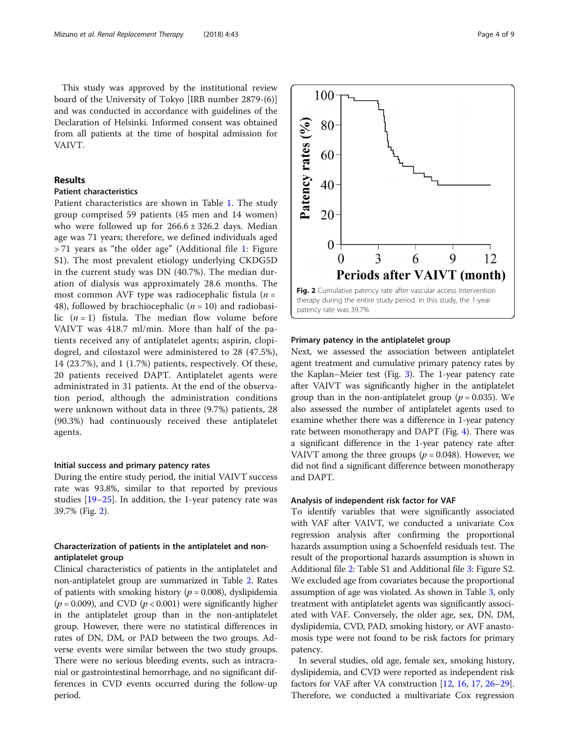This study was approved by the institutional review board of the University of Tokyo [IRB number 2879-(6)] and was conducted in accordance with guidelines of the Declaration of Helsinki. Informed consent was obtained from all patients at the time of hospital admission for VAIVT.

## Results

### Patient characteristics

Patient characteristics are shown in Table 1. The study group comprised 59 patients (45 men and 14 women) who were followed up for 266.6 ± 326.2 days. Median age was 71 years; therefore, we defined individuals aged > 71 years as "the older age" (Additional file 1: Figure S1). The most prevalent etiology underlying CKDG5D in the current study was DN (40.7%). The median duration of dialysis was approximately 28.6 months. The most common AVF type was radiocephalic fistula ($n$ = 48), followed by brachiocephalic ($n$ = 10) and radiobasilic ($n$ = 1) fistula. The median flow volume before VAIVT was 418.7 ml/min. More than half of the patients received any of antiplatelet agents; aspirin, clopidogrel, and cilostazol were administered to 28 (47.5%), 14 (23.7%), and 1 (1.7%) patients, respectively. Of these, 20 patients received DAPT. Antiplatelet agents were administrated in 31 patients. At the end of the observation period, although the administration conditions were unknown without data in three (9.7%) patients, 28 (90.3%) had continuously received these antiplatelet agents.

### Initial success and primary patency rates

During the entire study period, the initial VAIVT success rate was 93.8%, similar to that reported by previous studies [19–25]. In addition, the 1-year patency rate was 39.7% (Fig. 2).

**Fig. 2** Cumulative patency rate after vascular access intervention therapy during the entire study period. In this study, the 1-year patency rate was 39.7%

### Characterization of patients in the antiplatelet and non-antiplatelet group

Clinical characteristics of patients in the antiplatelet and non-antiplatelet group are summarized in Table 2. Rates of patients with smoking history ($p$ = 0.008), dyslipidemia ($p$ = 0.009), and CVD ($p$ < 0.001) were significantly higher in the antiplatelet group than in the non-antiplatelet group. However, there were no statistical differences in rates of DN, DM, or PAD between the two groups. Adverse events were similar between the two study groups. There were no serious bleeding events, such as intracranial or gastrointestinal hemorrhage, and no significant differences in CVD events occurred during the follow-up period.

### Primary patency in the antiplatelet group

Next, we assessed the association between antiplatelet agent treatment and cumulative primary patency rates by the Kaplan–Meier test (Fig. 3). The 1-year patency rate after VAIVT was significantly higher in the antiplatelet group than in the non-antiplatelet group ($p$ = 0.035). We also assessed the number of antiplatelet agents used to examine whether there was a difference in 1-year patency rate between monotherapy and DAPT (Fig. 4). There was a significant difference in the 1-year patency rate after VAIVT among the three groups ($p$ = 0.048). However, we did not find a significant difference between monotherapy and DAPT.

### Analysis of independent risk factor for VAF

To identify variables that were significantly associated with VAF after VAIVT, we conducted a univariate Cox regression analysis after confirming the proportional hazards assumption using a Schoenfeld residuals test. The result of the proportional hazards assumption is shown in Additional file 2: Table S1 and Additional file 3: Figure S2. We excluded age from covariates because the proportional assumption of age was violated. As shown in Table 3, only treatment with antiplatelet agents was significantly associated with VAF. Conversely, the older age, sex, DN, DM, dyslipidemia, CVD, PAD, smoking history, or AVF anastomosis type were not found to be risk factors for primary patency.

In several studies, old age, female sex, smoking history, dyslipidemia, and CVD were reported as independent risk factors for VAF after VA construction [12, 16, 17, 26–29]. Therefore, we conducted a multivariate Cox regression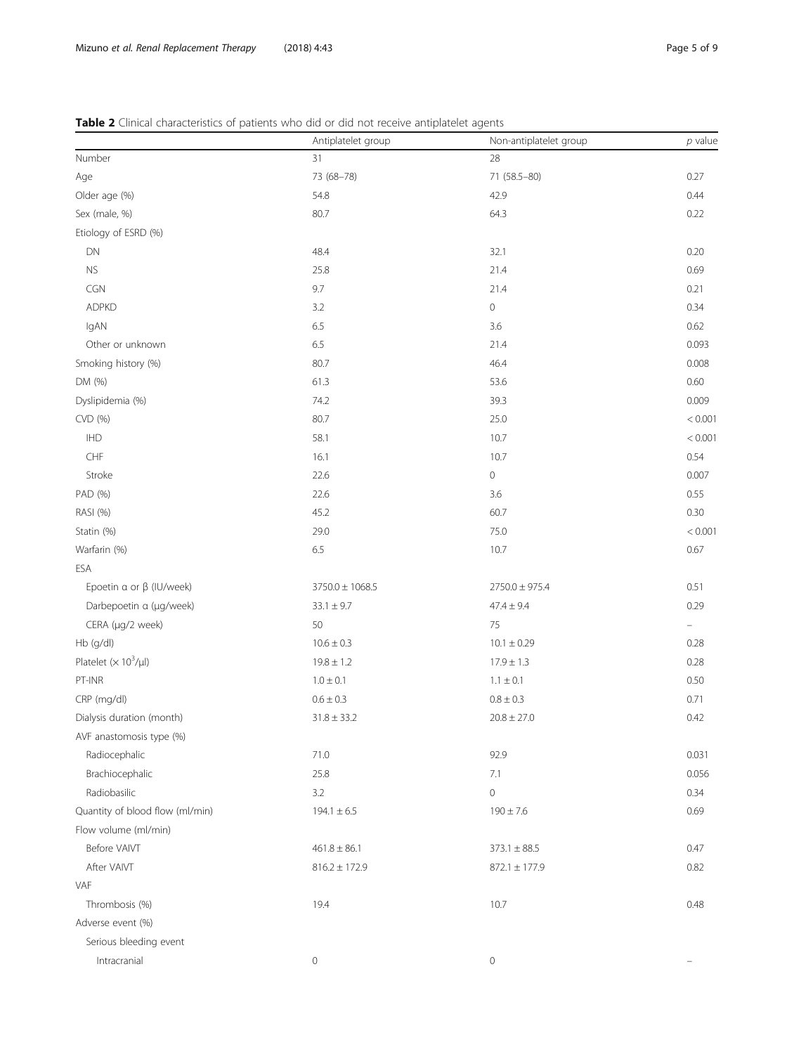**Table 2** Clinical characteristics of patients who did or did not receive antiplatelet agents

| | Antiplatelet group | Non-antiplatelet group | *p* value |
|---|---|---|---|
| Number | 31 | 28 | |
| Age | 73 (68–78) | 71 (58.5–80) | 0.27 |
| Older age (%) | 54.8 | 42.9 | 0.44 |
| Sex (male, %) | 80.7 | 64.3 | 0.22 |
| Etiology of ESRD (%) | | | |
| DN | 48.4 | 32.1 | 0.20 |
| NS | 25.8 | 21.4 | 0.69 |
| CGN | 9.7 | 21.4 | 0.21 |
| ADPKD | 3.2 | 0 | 0.34 |
| IgAN | 6.5 | 3.6 | 0.62 |
| Other or unknown | 6.5 | 21.4 | 0.093 |
| Smoking history (%) | 80.7 | 46.4 | 0.008 |
| DM (%) | 61.3 | 53.6 | 0.60 |
| Dyslipidemia (%) | 74.2 | 39.3 | 0.009 |
| CVD (%) | 80.7 | 25.0 | < 0.001 |
| IHD | 58.1 | 10.7 | < 0.001 |
| CHF | 16.1 | 10.7 | 0.54 |
| Stroke | 22.6 | 0 | 0.007 |
| PAD (%) | 22.6 | 3.6 | 0.55 |
| RASI (%) | 45.2 | 60.7 | 0.30 |
| Statin (%) | 29.0 | 75.0 | < 0.001 |
| Warfarin (%) | 6.5 | 10.7 | 0.67 |
| ESA | | | |
| Epoetin α or β (IU/week) | 3750.0 ± 1068.5 | 2750.0 ± 975.4 | 0.51 |
| Darbepoetin α (μg/week) | 33.1 ± 9.7 | 47.4 ± 9.4 | 0.29 |
| CERA (μg/2 week) | 50 | 75 | – |
| Hb (g/dl) | 10.6 ± 0.3 | 10.1 ± 0.29 | 0.28 |
| Platelet ($\times 10^3$/μl) | 19.8 ± 1.2 | 17.9 ± 1.3 | 0.28 |
| PT-INR | 1.0 ± 0.1 | 1.1 ± 0.1 | 0.50 |
| CRP (mg/dl) | 0.6 ± 0.3 | 0.8 ± 0.3 | 0.71 |
| Dialysis duration (month) | 31.8 ± 33.2 | 20.8 ± 27.0 | 0.42 |
| AVF anastomosis type (%) | | | |
| Radiocephalic | 71.0 | 92.9 | 0.031 |
| Brachiocephalic | 25.8 | 7.1 | 0.056 |
| Radiobasilic | 3.2 | 0 | 0.34 |
| Quantity of blood flow (ml/min) | 194.1 ± 6.5 | 190 ± 7.6 | 0.69 |
| Flow volume (ml/min) | | | |
| Before VAIVT | 461.8 ± 86.1 | 373.1 ± 88.5 | 0.47 |
| After VAIVT | 816.2 ± 172.9 | 872.1 ± 177.9 | 0.82 |
| VAF | | | |
| Thrombosis (%) | 19.4 | 10.7 | 0.48 |
| Adverse event (%) | | | |
| Serious bleeding event | | | |
| Intracranial | 0 | 0 | – |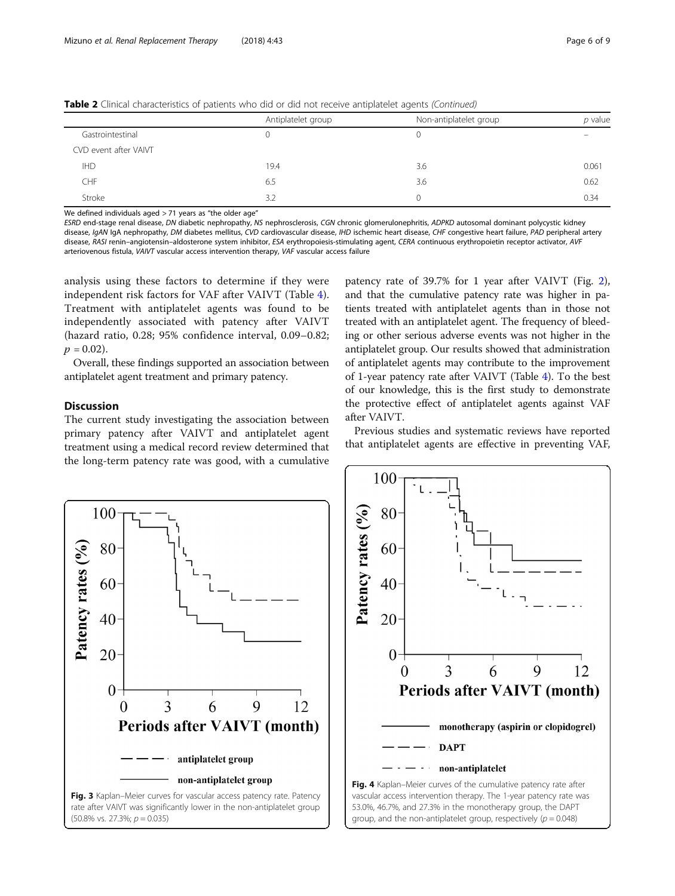**Table 2** Clinical characteristics of patients who did or did not receive antiplatelet agents *(Continued)*

| | Antiplatelet group | Non-antiplatelet group | *p* value |
|---|---|---|---|
| Gastrointestinal | 0 | 0 | – |
| CVD event after VAIVT | | | |
| IHD | 19.4 | 3.6 | 0.061 |
| CHF | 6.5 | 3.6 | 0.62 |
| Stroke | 3.2 | 0 | 0.34 |

We defined individuals aged > 71 years as "the older age"

*ESRD* end-stage renal disease, *DN* diabetic nephropathy, *NS* nephrosclerosis, *CGN* chronic glomerulonephritis, *ADPKD* autosomal dominant polycystic kidney disease, *IgAN* IgA nephropathy, *DM* diabetes mellitus, *CVD* cardiovascular disease, *IHD* ischemic heart disease, *CHF* congestive heart failure, *PAD* peripheral artery disease, *RASI* renin–angiotensin–aldosterone system inhibitor, *ESA* erythropoiesis-stimulating agent, *CERA* continuous erythropoietin receptor activator, *AVF* arteriovenous fistula, *VAIVT* vascular access intervention therapy, *VAF* vascular access failure

analysis using these factors to determine if they were independent risk factors for VAF after VAIVT (Table 4). Treatment with antiplatelet agents was found to be independently associated with patency after VAIVT (hazard ratio, 0.28; 95% confidence interval, 0.09–0.82; $p = 0.02$).

Overall, these findings supported an association between antiplatelet agent treatment and primary patency.

## Discussion

The current study investigating the association between primary patency after VAIVT and antiplatelet agent treatment using a medical record review determined that the long-term patency rate was good, with a cumulative patency rate of 39.7% for 1 year after VAIVT (Fig. 2), and that the cumulative patency rate was higher in patients treated with antiplatelet agents than in those not treated with an antiplatelet agent. The frequency of bleeding or other serious adverse events was not higher in the antiplatelet group. Our results showed that administration of antiplatelet agents may contribute to the improvement of 1-year patency rate after VAIVT (Table 4). To the best of our knowledge, this is the first study to demonstrate the protective effect of antiplatelet agents against VAF after VAIVT.

Previous studies and systematic reviews have reported that antiplatelet agents are effective in preventing VAF,

**Fig. 3** Kaplan–Meier curves for vascular access patency rate. Patency rate after VAIVT was significantly lower in the non-antiplatelet group (50.8% vs. 27.3%; $p = 0.035$)

**Fig. 4** Kaplan–Meier curves of the cumulative patency rate after vascular access intervention therapy. The 1-year patency rate was 53.0%, 46.7%, and 27.3% in the monotherapy group, the DAPT group, and the non-antiplatelet group, respectively ($p = 0.048$)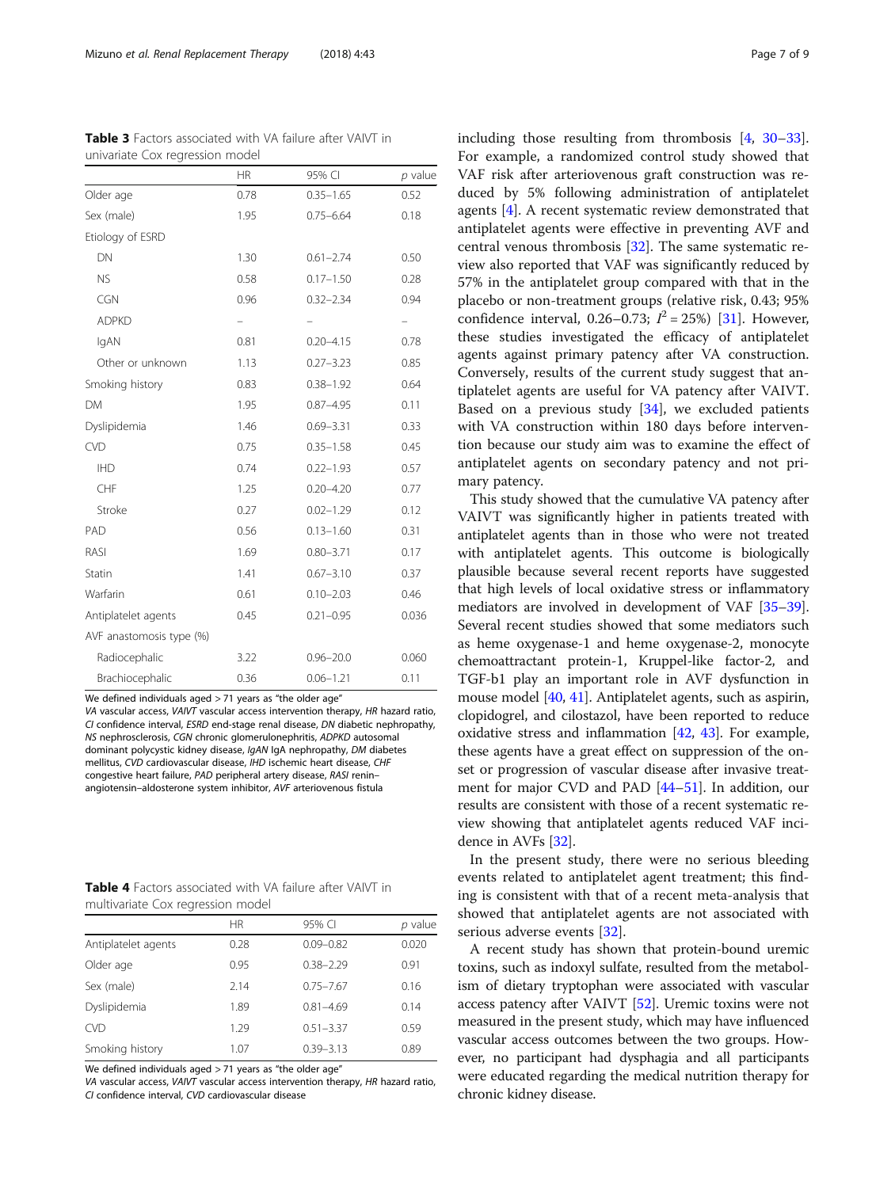**Table 3** Factors associated with VA failure after VAIVT in univariate Cox regression model

| | HR | 95% CI | p value |
|---|---|---|---|
| Older age | 0.78 | 0.35–1.65 | 0.52 |
| Sex (male) | 1.95 | 0.75–6.64 | 0.18 |
| Etiology of ESRD | | | |
| DN | 1.30 | 0.61–2.74 | 0.50 |
| NS | 0.58 | 0.17–1.50 | 0.28 |
| CGN | 0.96 | 0.32–2.34 | 0.94 |
| ADPKD | – | – | – |
| IgAN | 0.81 | 0.20–4.15 | 0.78 |
| Other or unknown | 1.13 | 0.27–3.23 | 0.85 |
| Smoking history | 0.83 | 0.38–1.92 | 0.64 |
| DM | 1.95 | 0.87–4.95 | 0.11 |
| Dyslipidemia | 1.46 | 0.69–3.31 | 0.33 |
| CVD | 0.75 | 0.35–1.58 | 0.45 |
| IHD | 0.74 | 0.22–1.93 | 0.57 |
| CHF | 1.25 | 0.20–4.20 | 0.77 |
| Stroke | 0.27 | 0.02–1.29 | 0.12 |
| PAD | 0.56 | 0.13–1.60 | 0.31 |
| RASI | 1.69 | 0.80–3.71 | 0.17 |
| Statin | 1.41 | 0.67–3.10 | 0.37 |
| Warfarin | 0.61 | 0.10–2.03 | 0.46 |
| Antiplatelet agents | 0.45 | 0.21–0.95 | 0.036 |
| AVF anastomosis type (%) | | | |
| Radiocephalic | 3.22 | 0.96–20.0 | 0.060 |
| Brachiocephalic | 0.36 | 0.06–1.21 | 0.11 |

We defined individuals aged > 71 years as "the older age"
*VA* vascular access, *VAIVT* vascular access intervention therapy, *HR* hazard ratio, *CI* confidence interval, *ESRD* end-stage renal disease, *DN* diabetic nephropathy, *NS* nephrosclerosis, *CGN* chronic glomerulonephritis, *ADPKD* autosomal dominant polycystic kidney disease, *IgAN* IgA nephropathy, *DM* diabetes mellitus, *CVD* cardiovascular disease, *IHD* ischemic heart disease, *CHF* congestive heart failure, *PAD* peripheral artery disease, *RASI* renin–angiotensin–aldosterone system inhibitor, *AVF* arteriovenous fistula

**Table 4** Factors associated with VA failure after VAIVT in multivariate Cox regression model

| | HR | 95% CI | p value |
|---|---|---|---|
| Antiplatelet agents | 0.28 | 0.09–0.82 | 0.020 |
| Older age | 0.95 | 0.38–2.29 | 0.91 |
| Sex (male) | 2.14 | 0.75–7.67 | 0.16 |
| Dyslipidemia | 1.89 | 0.81–4.69 | 0.14 |
| CVD | 1.29 | 0.51–3.37 | 0.59 |
| Smoking history | 1.07 | 0.39–3.13 | 0.89 |

We defined individuals aged > 71 years as "the older age"
*VA* vascular access, *VAIVT* vascular access intervention therapy, *HR* hazard ratio, *CI* confidence interval, *CVD* cardiovascular disease

including those resulting from thrombosis [4, 30–33]. For example, a randomized control study showed that VAF risk after arteriovenous graft construction was reduced by 5% following administration of antiplatelet agents [4]. A recent systematic review demonstrated that antiplatelet agents were effective in preventing AVF and central venous thrombosis [32]. The same systematic review also reported that VAF was significantly reduced by 57% in the antiplatelet group compared with that in the placebo or non-treatment groups (relative risk, 0.43; 95% confidence interval, 0.26–0.73; $I^2 = 25\%$) [31]. However, these studies investigated the efficacy of antiplatelet agents against primary patency after VA construction. Conversely, results of the current study suggest that antiplatelet agents are useful for VA patency after VAIVT. Based on a previous study [34], we excluded patients with VA construction within 180 days before intervention because our study aim was to examine the effect of antiplatelet agents on secondary patency and not primary patency.

This study showed that the cumulative VA patency after VAIVT was significantly higher in patients treated with antiplatelet agents than in those who were not treated with antiplatelet agents. This outcome is biologically plausible because several recent reports have suggested that high levels of local oxidative stress or inflammatory mediators are involved in development of VAF [35–39]. Several recent studies showed that some mediators such as heme oxygenase-1 and heme oxygenase-2, monocyte chemoattractant protein-1, Kruppel-like factor-2, and TGF-b1 play an important role in AVF dysfunction in mouse model [40, 41]. Antiplatelet agents, such as aspirin, clopidogrel, and cilostazol, have been reported to reduce oxidative stress and inflammation [42, 43]. For example, these agents have a great effect on suppression of the onset or progression of vascular disease after invasive treatment for major CVD and PAD [44–51]. In addition, our results are consistent with those of a recent systematic review showing that antiplatelet agents reduced VAF incidence in AVFs [32].

In the present study, there were no serious bleeding events related to antiplatelet agent treatment; this finding is consistent with that of a recent meta-analysis that showed that antiplatelet agents are not associated with serious adverse events [32].

A recent study has shown that protein-bound uremic toxins, such as indoxyl sulfate, resulted from the metabolism of dietary tryptophan were associated with vascular access patency after VAIVT [52]. Uremic toxins were not measured in the present study, which may have influenced vascular access outcomes between the two groups. However, no participant had dysphagia and all participants were educated regarding the medical nutrition therapy for chronic kidney disease.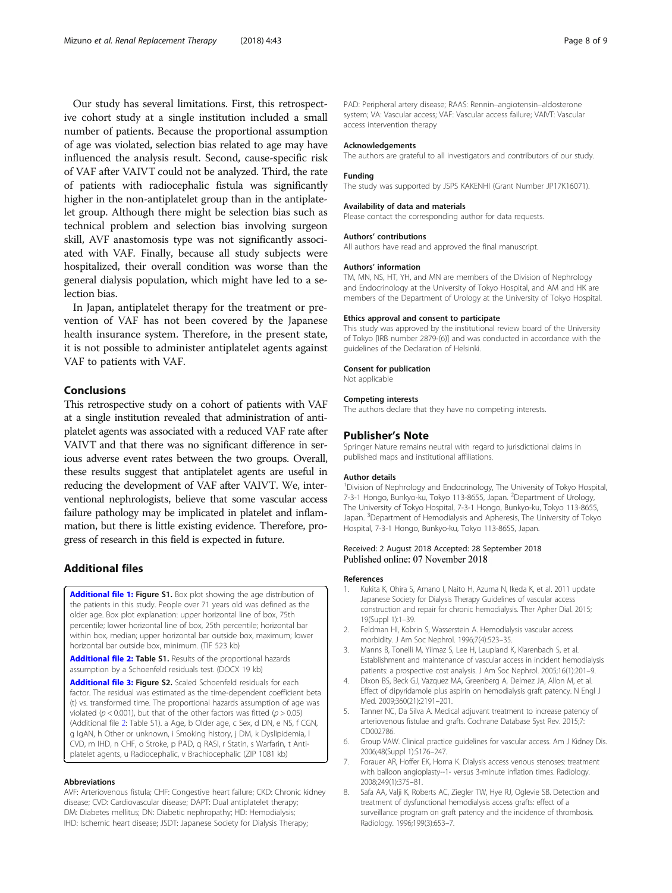Our study has several limitations. First, this retrospective cohort study at a single institution included a small number of patients. Because the proportional assumption of age was violated, selection bias related to age may have influenced the analysis result. Second, cause-specific risk of VAF after VAIVT could not be analyzed. Third, the rate of patients with radiocephalic fistula was significantly higher in the non-antiplatelet group than in the antiplatelet group. Although there might be selection bias such as technical problem and selection bias involving surgeon skill, AVF anastomosis type was not significantly associated with VAF. Finally, because all study subjects were hospitalized, their overall condition was worse than the general dialysis population, which might have led to a selection bias.

In Japan, antiplatelet therapy for the treatment or prevention of VAF has not been covered by the Japanese health insurance system. Therefore, in the present state, it is not possible to administer antiplatelet agents against VAF to patients with VAF.

## Conclusions

This retrospective study on a cohort of patients with VAF at a single institution revealed that administration of antiplatelet agents was associated with a reduced VAF rate after VAIVT and that there was no significant difference in serious adverse event rates between the two groups. Overall, these results suggest that antiplatelet agents are useful in reducing the development of VAF after VAIVT. We, interventional nephrologists, believe that some vascular access failure pathology may be implicated in platelet and inflammation, but there is little existing evidence. Therefore, progress of research in this field is expected in future.

## Additional files

**Additional file 1: Figure S1.** Box plot showing the age distribution of the patients in this study. People over 71 years old was defined as the older age. Box plot explanation: upper horizontal line of box, 75th percentile; lower horizontal line of box, 25th percentile; horizontal bar within box, median; upper horizontal bar outside box, maximum; lower horizontal bar outside box, minimum. (TIF 523 kb)

**Additional file 2: Table S1.** Results of the proportional hazards assumption by a Schoenfeld residuals test. (DOCX 19 kb)

**Additional file 3: Figure S2.** Scaled Schoenfeld residuals for each factor. The residual was estimated as the time-dependent coefficient beta (t) vs. transformed time. The proportional hazards assumption of age was violated ($p < 0.001$), but that of the other factors was fitted ($p > 0.05$) (Additional file 2: Table S1). a Age, b Older age, c Sex, d DN, e NS, f CGN, g IgAN, h Other or unknown, i Smoking history, j DM, k Dyslipidemia, l CVD, m IHD, n CHF, o Stroke, p PAD, q RASI, r Statin, s Warfarin, t Antiplatelet agents, u Radiocephalic, v Brachiocephalic (ZIP 1081 kb)

#### Abbreviations

AVF: Arteriovenous fistula; CHF: Congestive heart failure; CKD: Chronic kidney disease; CVD: Cardiovascular disease; DAPT: Dual antiplatelet therapy; DM: Diabetes mellitus; DN: Diabetic nephropathy; HD: Hemodialysis; IHD: Ischemic heart disease; JSDT: Japanese Society for Dialysis Therapy; PAD: Peripheral artery disease; RAAS: Rennin–angiotensin–aldosterone system; VA: Vascular access; VAF: Vascular access failure; VAIVT: Vascular access intervention therapy

#### Acknowledgements

The authors are grateful to all investigators and contributors of our study.

#### Funding

The study was supported by JSPS KAKENHI (Grant Number JP17K16071).

#### Availability of data and materials

Please contact the corresponding author for data requests.

#### Authors' contributions

All authors have read and approved the final manuscript.

#### Authors' information

TM, MN, NS, HT, YH, and MN are members of the Division of Nephrology and Endocrinology at the University of Tokyo Hospital, and AM and HK are members of the Department of Urology at the University of Tokyo Hospital.

#### Ethics approval and consent to participate

This study was approved by the institutional review board of the University of Tokyo [IRB number 2879-(6)] and was conducted in accordance with the guidelines of the Declaration of Helsinki.

#### Consent for publication

Not applicable

#### Competing interests

The authors declare that they have no competing interests.

## Publisher's Note

Springer Nature remains neutral with regard to jurisdictional claims in published maps and institutional affiliations.

#### Author details

[1]Division of Nephrology and Endocrinology, The University of Tokyo Hospital, 7-3-1 Hongo, Bunkyo-ku, Tokyo 113-8655, Japan. [2]Department of Urology, The University of Tokyo Hospital, 7-3-1 Hongo, Bunkyo-ku, Tokyo 113-8655, Japan. [3]Department of Hemodialysis and Apheresis, The University of Tokyo Hospital, 7-3-1 Hongo, Bunkyo-ku, Tokyo 113-8655, Japan.

Received: 2 August 2018 Accepted: 28 September 2018
Published online: 07 November 2018

#### References

1. Kukita K, Ohira S, Amano I, Naito H, Azuma N, Ikeda K, et al. 2011 update Japanese Society for Dialysis Therapy Guidelines of vascular access construction and repair for chronic hemodialysis. Ther Apher Dial. 2015; 19(Suppl 1):1–39.
2. Feldman HI, Kobrin S, Wasserstein A. Hemodialysis vascular access morbidity. J Am Soc Nephrol. 1996;7(4):523–35.
3. Manns B, Tonelli M, Yilmaz S, Lee H, Laupland K, Klarenbach S, et al. Establishment and maintenance of vascular access in incident hemodialysis patients: a prospective cost analysis. J Am Soc Nephrol. 2005;16(1):201–9.
4. Dixon BS, Beck GJ, Vazquez MA, Greenberg A, Delmez JA, Allon M, et al. Effect of dipyridamole plus aspirin on hemodialysis graft patency. N Engl J Med. 2009;360(21):2191–201.
5. Tanner NC, Da Silva A. Medical adjuvant treatment to increase patency of arteriovenous fistulae and grafts. Cochrane Database Syst Rev. 2015;7: CD002786.
6. Group VAW. Clinical practice guidelines for vascular access. Am J Kidney Dis. 2006;48(Suppl 1):S176–247.
7. Forauer AR, Hoffer EK, Homa K. Dialysis access venous stenoses: treatment with balloon angioplasty--1- versus 3-minute inflation times. Radiology. 2008;249(1):375–81.
8. Safa AA, Valji K, Roberts AC, Ziegler TW, Hye RJ, Oglevie SB. Detection and treatment of dysfunctional hemodialysis access grafts: effect of a surveillance program on graft patency and the incidence of thrombosis. Radiology. 1996;199(3):653–7.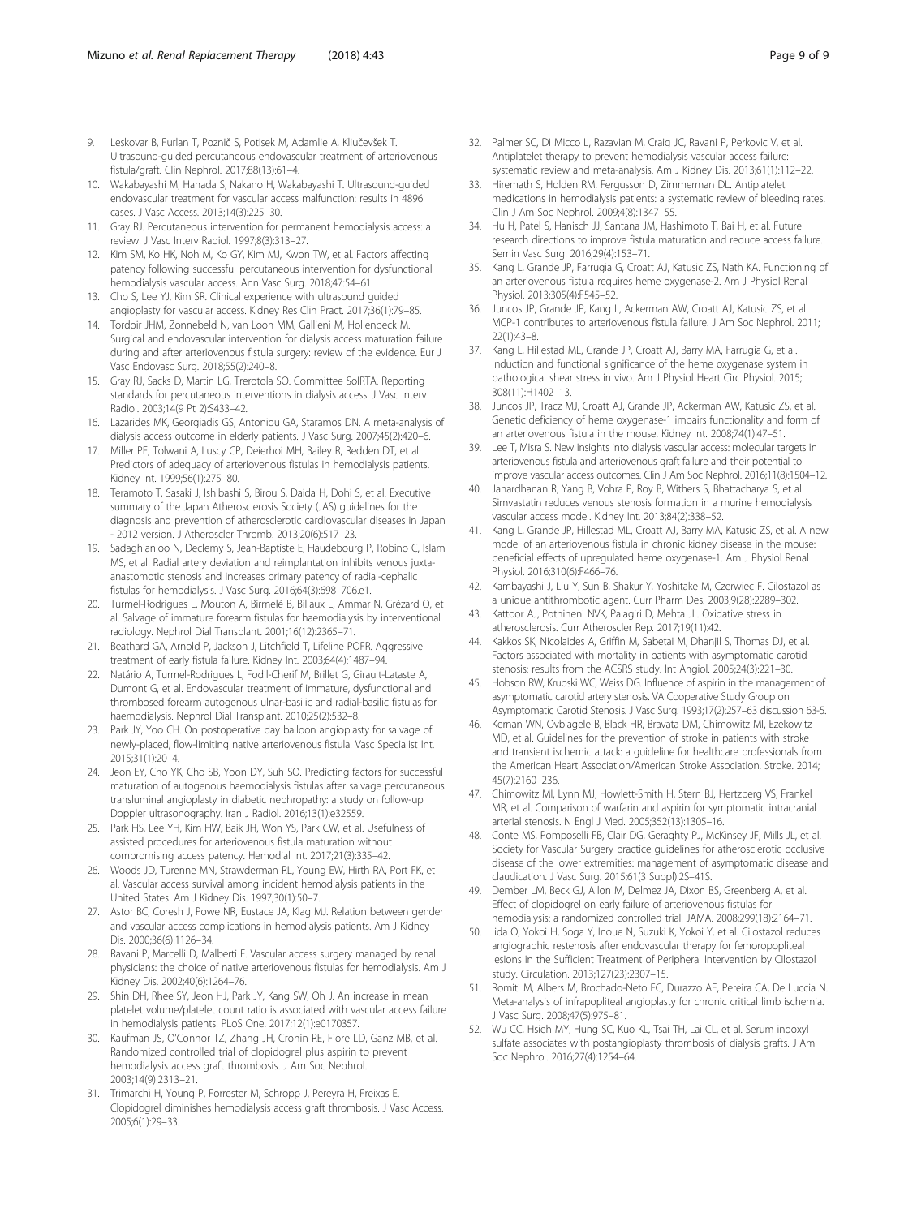9. Leskovar B, Furlan T, Poznič S, Potisek M, Adamlje A, Ključevšek T. Ultrasound-guided percutaneous endovascular treatment of arteriovenous fistula/graft. Clin Nephrol. 2017;88(13):61–4.
10. Wakabayashi M, Hanada S, Nakano H, Wakabayashi T. Ultrasound-guided endovascular treatment for vascular access malfunction: results in 4896 cases. J Vasc Access. 2013;14(3):225–30.
11. Gray RJ. Percutaneous intervention for permanent hemodialysis access: a review. J Vasc Interv Radiol. 1997;8(3):313–27.
12. Kim SM, Ko HK, Noh M, Ko GY, Kim MJ, Kwon TW, et al. Factors affecting patency following successful percutaneous intervention for dysfunctional hemodialysis vascular access. Ann Vasc Surg. 2018;47:54–61.
13. Cho S, Lee YJ, Kim SR. Clinical experience with ultrasound guided angioplasty for vascular access. Kidney Res Clin Pract. 2017;36(1):79–85.
14. Tordoir JHM, Zonnebeld N, van Loon MM, Gallieni M, Hollenbeck M. Surgical and endovascular intervention for dialysis access maturation failure during and after arteriovenous fistula surgery: review of the evidence. Eur J Vasc Endovasc Surg. 2018;55(2):240–8.
15. Gray RJ, Sacks D, Martin LG, Trerotola SO. Committee SoIRTA. Reporting standards for percutaneous interventions in dialysis access. J Vasc Interv Radiol. 2003;14(9 Pt 2):S433–42.
16. Lazarides MK, Georgiadis GS, Antoniou GA, Staramos DN. A meta-analysis of dialysis access outcome in elderly patients. J Vasc Surg. 2007;45(2):420–6.
17. Miller PE, Tolwani A, Luscy CP, Deierhoi MH, Bailey R, Redden DT, et al. Predictors of adequacy of arteriovenous fistulas in hemodialysis patients. Kidney Int. 1999;56(1):275–80.
18. Teramoto T, Sasaki J, Ishibashi S, Birou S, Daida H, Dohi S, et al. Executive summary of the Japan Atherosclerosis Society (JAS) guidelines for the diagnosis and prevention of atherosclerotic cardiovascular diseases in Japan - 2012 version. J Atheroscler Thromb. 2013;20(6):517–23.
19. Sadaghianloo N, Declemy S, Jean-Baptiste E, Haudebourg P, Robino C, Islam MS, et al. Radial artery deviation and reimplantation inhibits venous juxta-anastomotic stenosis and increases primary patency of radial-cephalic fistulas for hemodialysis. J Vasc Surg. 2016;64(3):698–706.e1.
20. Turmel-Rodrigues L, Mouton A, Birmelé B, Billaux L, Ammar N, Grézard O, et al. Salvage of immature forearm fistulas for haemodialysis by interventional radiology. Nephrol Dial Transplant. 2001;16(12):2365–71.
21. Beathard GA, Arnold P, Jackson J, Litchfield T, Lifeline POFR. Aggressive treatment of early fistula failure. Kidney Int. 2003;64(4):1487–94.
22. Natário A, Turmel-Rodrigues L, Fodil-Cherif M, Brillet G, Girault-Lataste A, Dumont G, et al. Endovascular treatment of immature, dysfunctional and thrombosed forearm autogenous ulnar-basilic and radial-basilic fistulas for haemodialysis. Nephrol Dial Transplant. 2010;25(2):532–8.
23. Park JY, Yoo CH. On postoperative day balloon angioplasty for salvage of newly-placed, flow-limiting native arteriovenous fistula. Vasc Specialist Int. 2015;31(1):20–4.
24. Jeon EY, Cho YK, Cho SB, Yoon DY, Suh SO. Predicting factors for successful maturation of autogenous haemodialysis fistulas after salvage percutaneous transluminal angioplasty in diabetic nephropathy: a study on follow-up Doppler ultrasonography. Iran J Radiol. 2016;13(1):e32559.
25. Park HS, Lee YH, Kim HW, Baik JH, Won YS, Park CW, et al. Usefulness of assisted procedures for arteriovenous fistula maturation without compromising access patency. Hemodial Int. 2017;21(3):335–42.
26. Woods JD, Turenne MN, Strawderman RL, Young EW, Hirth RA, Port FK, et al. Vascular access survival among incident hemodialysis patients in the United States. Am J Kidney Dis. 1997;30(1):50–7.
27. Astor BC, Coresh J, Powe NR, Eustace JA, Klag MJ. Relation between gender and vascular access complications in hemodialysis patients. Am J Kidney Dis. 2000;36(6):1126–34.
28. Ravani P, Marcelli D, Malberti F. Vascular access surgery managed by renal physicians: the choice of native arteriovenous fistulas for hemodialysis. Am J Kidney Dis. 2002;40(6):1264–76.
29. Shin DH, Rhee SY, Jeon HJ, Park JY, Kang SW, Oh J. An increase in mean platelet volume/platelet count ratio is associated with vascular access failure in hemodialysis patients. PLoS One. 2017;12(1):e0170357.
30. Kaufman JS, O'Connor TZ, Zhang JH, Cronin RE, Fiore LD, Ganz MB, et al. Randomized controlled trial of clopidogrel plus aspirin to prevent hemodialysis access graft thrombosis. J Am Soc Nephrol. 2003;14(9):2313–21.
31. Trimarchi H, Young P, Forrester M, Schropp J, Pereyra H, Freixas E. Clopidogrel diminishes hemodialysis access graft thrombosis. J Vasc Access. 2005;6(1):29–33.
32. Palmer SC, Di Micco L, Razavian M, Craig JC, Ravani P, Perkovic V, et al. Antiplatelet therapy to prevent hemodialysis vascular access failure: systematic review and meta-analysis. Am J Kidney Dis. 2013;61(1):112–22.
33. Hiremath S, Holden RM, Fergusson D, Zimmerman DL. Antiplatelet medications in hemodialysis patients: a systematic review of bleeding rates. Clin J Am Soc Nephrol. 2009;4(8):1347–55.
34. Hu H, Patel S, Hanisch JJ, Santana JM, Hashimoto T, Bai H, et al. Future research directions to improve fistula maturation and reduce access failure. Semin Vasc Surg. 2016;29(4):153–71.
35. Kang L, Grande JP, Farrugia G, Croatt AJ, Katusic ZS, Nath KA. Functioning of an arteriovenous fistula requires heme oxygenase-2. Am J Physiol Renal Physiol. 2013;305(4):F545–52.
36. Juncos JP, Grande JP, Kang L, Ackerman AW, Croatt AJ, Katusic ZS, et al. MCP-1 contributes to arteriovenous fistula failure. J Am Soc Nephrol. 2011;22(1):43–8.
37. Kang L, Hillestad ML, Grande JP, Croatt AJ, Barry MA, Farrugia G, et al. Induction and functional significance of the heme oxygenase system in pathological shear stress in vivo. Am J Physiol Heart Circ Physiol. 2015;308(11):H1402–13.
38. Juncos JP, Tracz MJ, Croatt AJ, Grande JP, Ackerman AW, Katusic ZS, et al. Genetic deficiency of heme oxygenase-1 impairs functionality and form of an arteriovenous fistula in the mouse. Kidney Int. 2008;74(1):47–51.
39. Lee T, Misra S. New insights into dialysis vascular access: molecular targets in arteriovenous fistula and arteriovenous graft failure and their potential to improve vascular access outcomes. Clin J Am Soc Nephrol. 2016;11(8):1504–12.
40. Janardhanan R, Yang B, Vohra P, Roy B, Withers S, Bhattacharya S, et al. Simvastatin reduces venous stenosis formation in a murine hemodialysis vascular access model. Kidney Int. 2013;84(2):338–52.
41. Kang L, Grande JP, Hillestad ML, Croatt AJ, Barry MA, Katusic ZS, et al. A new model of an arteriovenous fistula in chronic kidney disease in the mouse: beneficial effects of upregulated heme oxygenase-1. Am J Physiol Renal Physiol. 2016;310(6):F466–76.
42. Kambayashi J, Liu Y, Sun B, Shakur Y, Yoshitake M, Czerwiec F. Cilostazol as a unique antithrombotic agent. Curr Pharm Des. 2003;9(28):2289–302.
43. Kattoor AJ, Pothineni NVK, Palagiri D, Mehta JL. Oxidative stress in atherosclerosis. Curr Atheroscler Rep. 2017;19(11):42.
44. Kakkos SK, Nicolaides A, Griffin M, Sabetai M, Dhanjil S, Thomas DJ, et al. Factors associated with mortality in patients with asymptomatic carotid stenosis: results from the ACSRS study. Int Angiol. 2005;24(3):221–30.
45. Hobson RW, Krupski WC, Weiss DG. Influence of aspirin in the management of asymptomatic carotid artery stenosis. VA Cooperative Study Group on Asymptomatic Carotid Stenosis. J Vasc Surg. 1993;17(2):257–63 discussion 63-5.
46. Kernan WN, Ovbiagele B, Black HR, Bravata DM, Chimowitz MI, Ezekowitz MD, et al. Guidelines for the prevention of stroke in patients with stroke and transient ischemic attack: a guideline for healthcare professionals from the American Heart Association/American Stroke Association. Stroke. 2014;45(7):2160–236.
47. Chimowitz MI, Lynn MJ, Howlett-Smith H, Stern BJ, Hertzberg VS, Frankel MR, et al. Comparison of warfarin and aspirin for symptomatic intracranial arterial stenosis. N Engl J Med. 2005;352(13):1305–16.
48. Conte MS, Pomposelli FB, Clair DG, Geraghty PJ, McKinsey JF, Mills JL, et al. Society for Vascular Surgery practice guidelines for atherosclerotic occlusive disease of the lower extremities: management of asymptomatic disease and claudication. J Vasc Surg. 2015;61(3 Suppl):2S–41S.
49. Dember LM, Beck GJ, Allon M, Delmez JA, Dixon BS, Greenberg A, et al. Effect of clopidogrel on early failure of arteriovenous fistulas for hemodialysis: a randomized controlled trial. JAMA. 2008;299(18):2164–71.
50. Iida O, Yokoi H, Soga Y, Inoue N, Suzuki K, Yokoi Y, et al. Cilostazol reduces angiographic restenosis after endovascular therapy for femoropopliteal lesions in the Sufficient Treatment of Peripheral Intervention by Cilostazol study. Circulation. 2013;127(23):2307–15.
51. Romiti M, Albers M, Brochado-Neto FC, Durazzo AE, Pereira CA, De Luccia N. Meta-analysis of infrapopliteal angioplasty for chronic critical limb ischemia. J Vasc Surg. 2008;47(5):975–81.
52. Wu CC, Hsieh MY, Hung SC, Kuo KL, Tsai TH, Lai CL, et al. Serum indoxyl sulfate associates with postangioplasty thrombosis of dialysis grafts. J Am Soc Nephrol. 2016;27(4):1254–64.